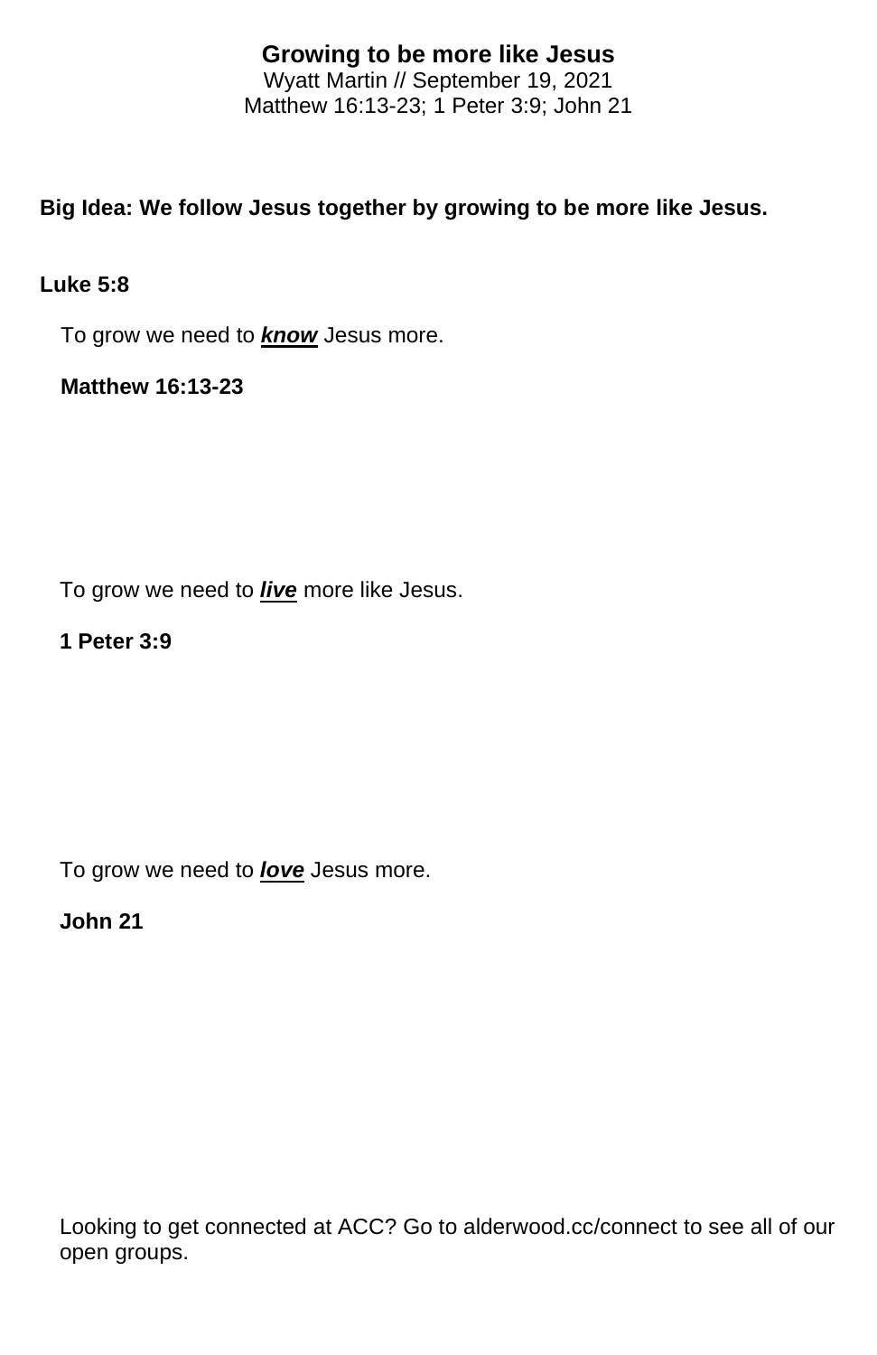# Growing to be more like Jesus

Wyatt Martin // September 19, 2021

Matthew 16:13-23; 1 Peter 3:9; John 21

**Big Idea: We follow Jesus together by growing to be more like Jesus.**

**Luke 5:8**

To grow we need to ***know*** Jesus more.

**Matthew 16:13-23**

To grow we need to ***live*** more like Jesus.

**1 Peter 3:9**

To grow we need to ***love*** Jesus more.

**John 21**

Looking to get connected at ACC? Go to alderwood.cc/connect to see all of our open groups.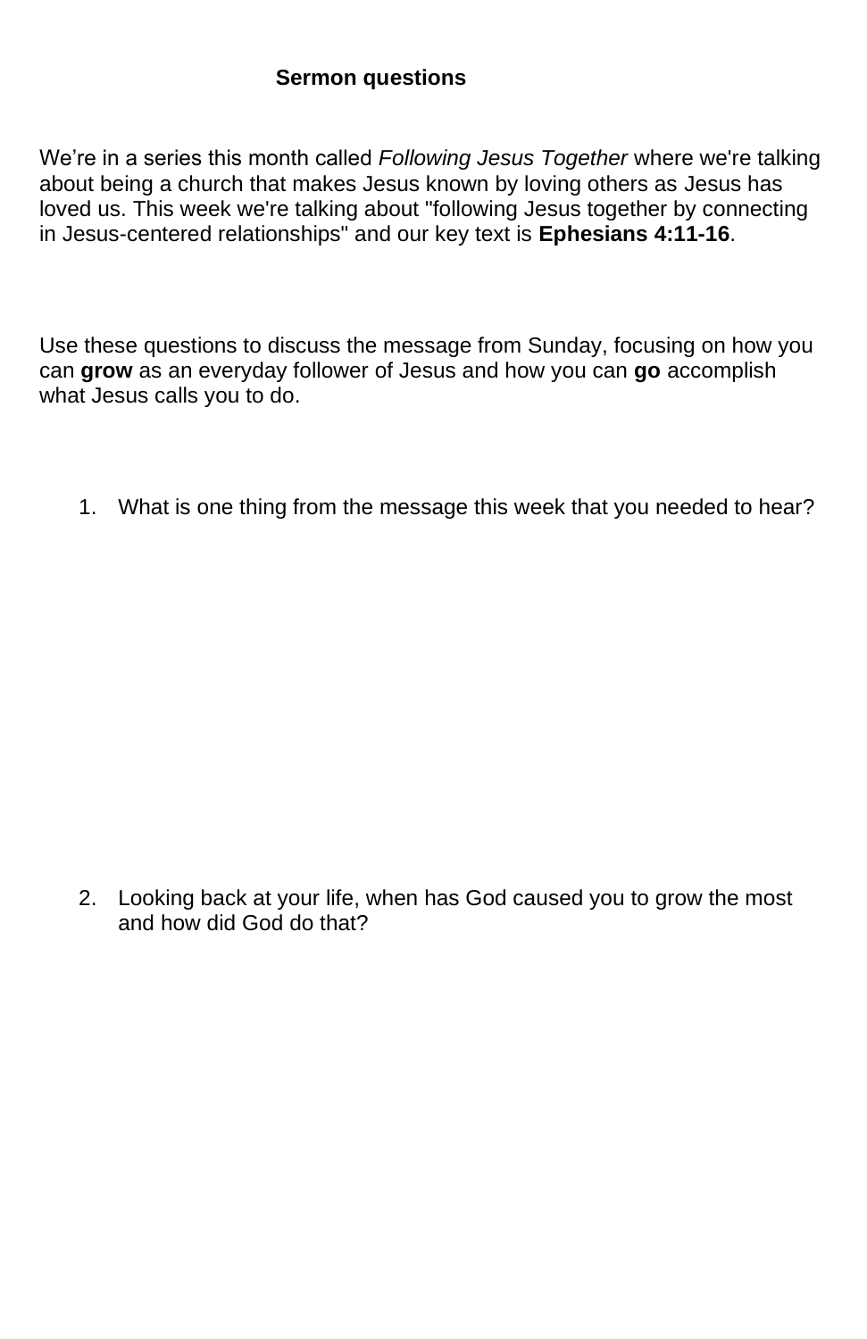**Sermon questions**

We're in a series this month called *Following Jesus Together* where we're talking about being a church that makes Jesus known by loving others as Jesus has loved us. This week we're talking about "following Jesus together by connecting in Jesus-centered relationships" and our key text is **Ephesians 4:11-16**.

Use these questions to discuss the message from Sunday, focusing on how you can **grow** as an everyday follower of Jesus and how you can **go** accomplish what Jesus calls you to do.

1. What is one thing from the message this week that you needed to hear?

2. Looking back at your life, when has God caused you to grow the most and how did God do that?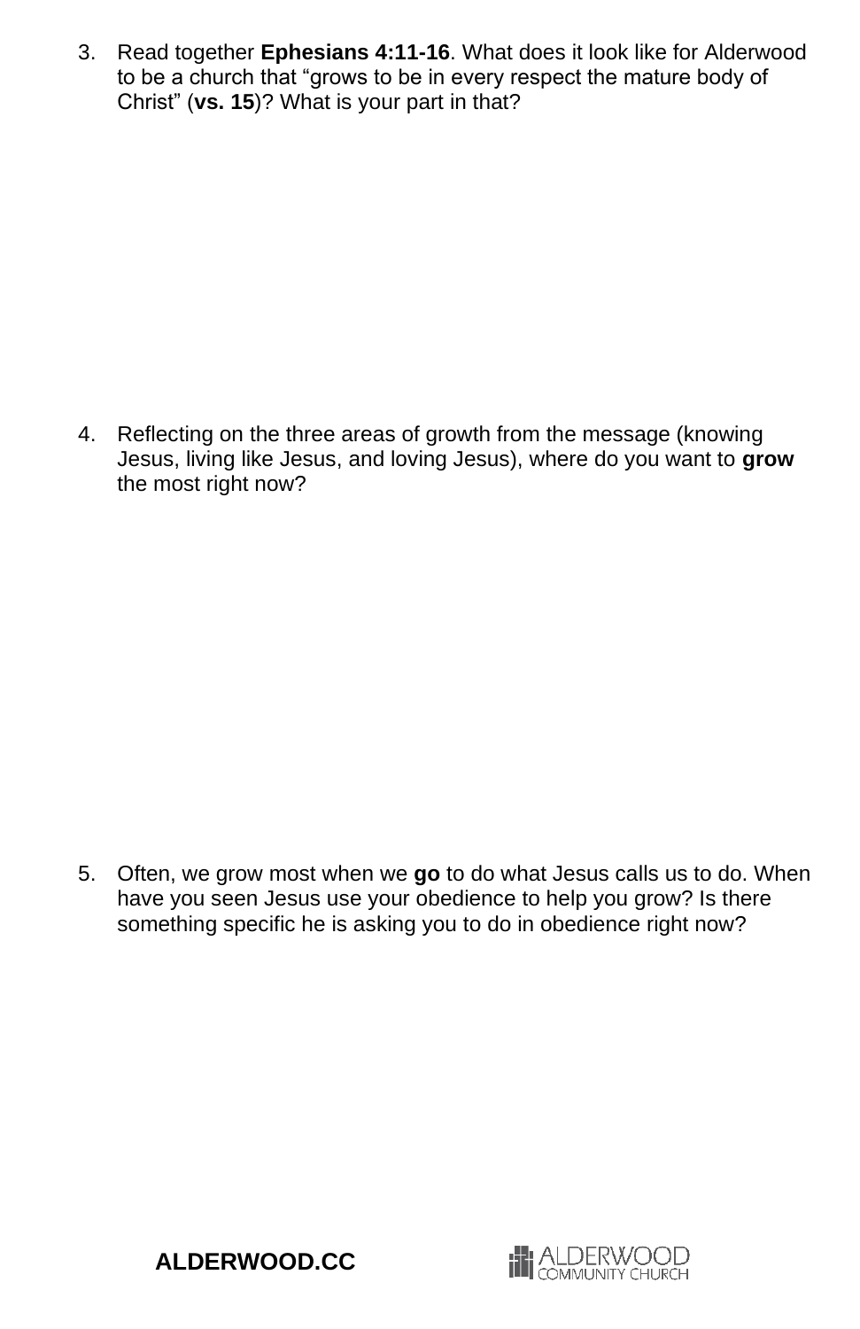3. Read together **Ephesians 4:11-16**. What does it look like for Alderwood to be a church that “grows to be in every respect the mature body of Christ” (**vs. 15**)? What is your part in that?

4. Reflecting on the three areas of growth from the message (knowing Jesus, living like Jesus, and loving Jesus), where do you want to **grow** the most right now?

5. Often, we grow most when we **go** to do what Jesus calls us to do. When have you seen Jesus use your obedience to help you grow? Is there something specific he is asking you to do in obedience right now?

**ALDERWOOD.CC**

ALDERWOOD COMMUNITY CHURCH